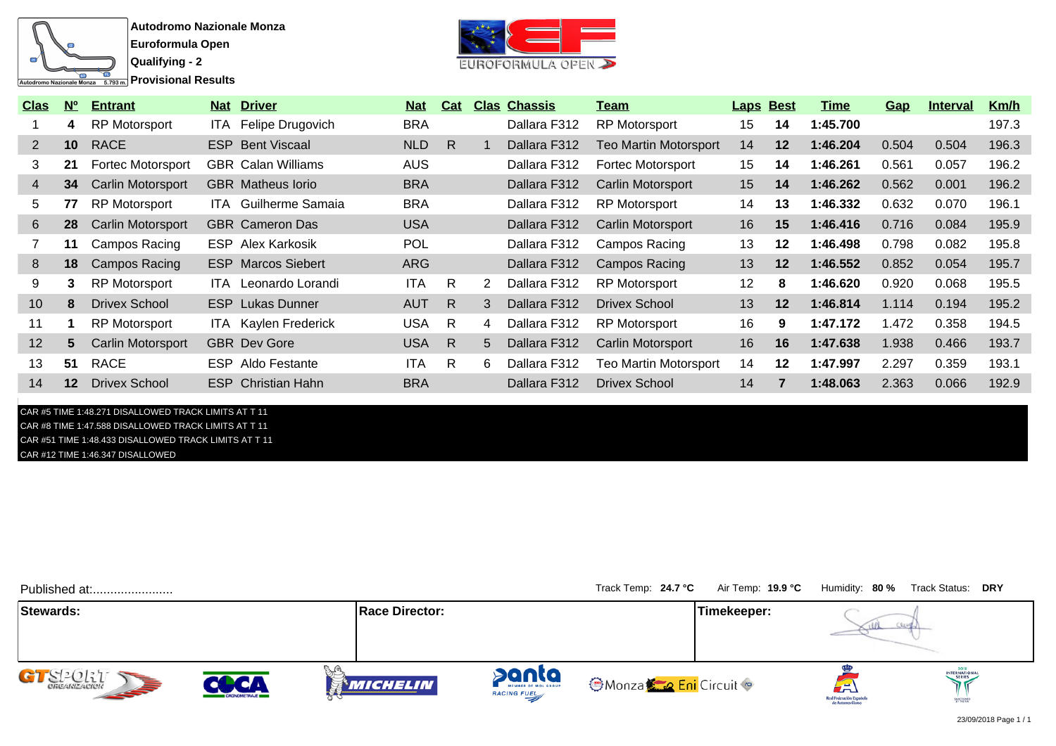**Autodromo Nazionale Monza**
**Euroformula Open**
**Qualifying - 2**
**Provisional Results**

| Clas | Nº | Entrant | Nat | Driver | Nat | Cat | Clas | Chassis | Team | Laps | Best | Time | Gap | Interval | Km/h |
|---|---|---|---|---|---|---|---|---|---|---|---|---|---|---|---|
| 1 | **4** | RP Motorsport | ITA | Felipe Drugovich | BRA | | | Dallara F312 | RP Motorsport | 15 | **14** | **1:45.700** | | | 197.3 |
| 2 | **10** | RACE | ESP | Bent Viscaal | NLD | R | 1 | Dallara F312 | Teo Martin Motorsport | 14 | **12** | **1:46.204** | 0.504 | 0.504 | 196.3 |
| 3 | **21** | Fortec Motorsport | GBR | Calan Williams | AUS | | | Dallara F312 | Fortec Motorsport | 15 | **14** | **1:46.261** | 0.561 | 0.057 | 196.2 |
| 4 | **34** | Carlin Motorsport | GBR | Matheus Iorio | BRA | | | Dallara F312 | Carlin Motorsport | 15 | **14** | **1:46.262** | 0.562 | 0.001 | 196.2 |
| 5 | **77** | RP Motorsport | ITA | Guilherme Samaia | BRA | | | Dallara F312 | RP Motorsport | 14 | **13** | **1:46.332** | 0.632 | 0.070 | 196.1 |
| 6 | **28** | Carlin Motorsport | GBR | Cameron Das | USA | | | Dallara F312 | Carlin Motorsport | 16 | **15** | **1:46.416** | 0.716 | 0.084 | 195.9 |
| 7 | **11** | Campos Racing | ESP | Alex Karkosik | POL | | | Dallara F312 | Campos Racing | 13 | **12** | **1:46.498** | 0.798 | 0.082 | 195.8 |
| 8 | **18** | Campos Racing | ESP | Marcos Siebert | ARG | | | Dallara F312 | Campos Racing | 13 | **12** | **1:46.552** | 0.852 | 0.054 | 195.7 |
| 9 | **3** | RP Motorsport | ITA | Leonardo Lorandi | ITA | R | 2 | Dallara F312 | RP Motorsport | 12 | **8** | **1:46.620** | 0.920 | 0.068 | 195.5 |
| 10 | **8** | Drivex School | ESP | Lukas Dunner | AUT | R | 3 | Dallara F312 | Drivex School | 13 | **12** | **1:46.814** | 1.114 | 0.194 | 195.2 |
| 11 | **1** | RP Motorsport | ITA | Kaylen Frederick | USA | R | 4 | Dallara F312 | RP Motorsport | 16 | **9** | **1:47.172** | 1.472 | 0.358 | 194.5 |
| 12 | **5** | Carlin Motorsport | GBR | Dev Gore | USA | R | 5 | Dallara F312 | Carlin Motorsport | 16 | **16** | **1:47.638** | 1.938 | 0.466 | 193.7 |
| 13 | **51** | RACE | ESP | Aldo Festante | ITA | R | 6 | Dallara F312 | Teo Martin Motorsport | 14 | **12** | **1:47.997** | 2.297 | 0.359 | 193.1 |
| 14 | **12** | Drivex School | ESP | Christian Hahn | BRA | | | Dallara F312 | Drivex School | 14 | **7** | **1:48.063** | 2.363 | 0.066 | 192.9 |

CAR #5 TIME 1:48.271 DISALLOWED TRACK LIMITS AT T 11
CAR #8 TIME 1:47.588 DISALLOWED TRACK LIMITS AT T 11
CAR #51 TIME 1:48.433 DISALLOWED TRACK LIMITS AT T 11
CAR #12 TIME 1:46.347 DISALLOWED

Published at:.......................

Track Temp: **24.7 °C** Air Temp: **19.9 °C** Humidity: **80 %** Track Status: **DRY**

| Stewards: | Race Director: | Timekeeper: |
|---|---|---|
| | | |

23/09/2018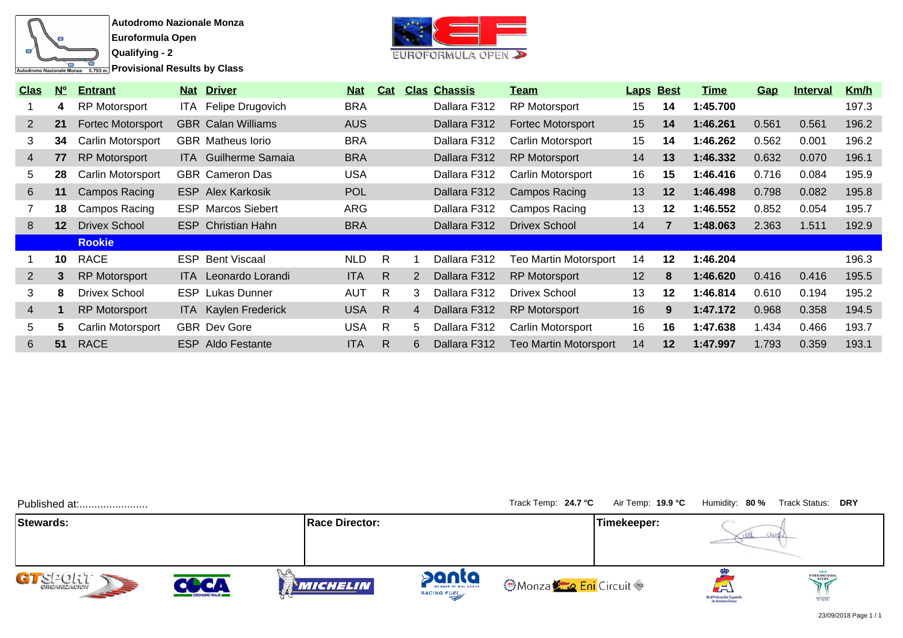**Autodromo Nazionale Monza**
**Euroformula Open**
**Qualifying - 2**
**Provisional Results by Class**

| Clas | Nº | Entrant | Nat | Driver | Nat | Cat | Clas | Chassis | Team | Laps | Best | Time | Gap | Interval | Km/h |
|---|---|---|---|---|---|---|---|---|---|---|---|---|---|---|---|
| 1 | **4** | RP Motorsport | ITA | Felipe Drugovich | BRA | | | Dallara F312 | RP Motorsport | 15 | **14** | **1:45.700** | | | 197.3 |
| 2 | **21** | Fortec Motorsport | GBR | Calan Williams | AUS | | | Dallara F312 | Fortec Motorsport | 15 | **14** | **1:46.261** | 0.561 | 0.561 | 196.2 |
| 3 | **34** | Carlin Motorsport | GBR | Matheus Iorio | BRA | | | Dallara F312 | Carlin Motorsport | 15 | **14** | **1:46.262** | 0.562 | 0.001 | 196.2 |
| 4 | **77** | RP Motorsport | ITA | Guilherme Samaia | BRA | | | Dallara F312 | RP Motorsport | 14 | **13** | **1:46.332** | 0.632 | 0.070 | 196.1 |
| 5 | **28** | Carlin Motorsport | GBR | Cameron Das | USA | | | Dallara F312 | Carlin Motorsport | 16 | **15** | **1:46.416** | 0.716 | 0.084 | 195.9 |
| 6 | **11** | Campos Racing | ESP | Alex Karkosik | POL | | | Dallara F312 | Campos Racing | 13 | **12** | **1:46.498** | 0.798 | 0.082 | 195.8 |
| 7 | **18** | Campos Racing | ESP | Marcos Siebert | ARG | | | Dallara F312 | Campos Racing | 13 | **12** | **1:46.552** | 0.852 | 0.054 | 195.7 |
| 8 | **12** | Drivex School | ESP | Christian Hahn | BRA | | | Dallara F312 | Drivex School | 14 | **7** | **1:48.063** | 2.363 | 1.511 | 192.9 |
| | | **Rookie** | | | | | | | | | | | | | |
| 1 | **10** | RACE | ESP | Bent Viscaal | NLD | R | 1 | Dallara F312 | Teo Martin Motorsport | 14 | **12** | **1:46.204** | | | 196.3 |
| 2 | **3** | RP Motorsport | ITA | Leonardo Lorandi | ITA | R | 2 | Dallara F312 | RP Motorsport | 12 | **8** | **1:46.620** | 0.416 | 0.416 | 195.5 |
| 3 | **8** | Drivex School | ESP | Lukas Dunner | AUT | R | 3 | Dallara F312 | Drivex School | 13 | **12** | **1:46.814** | 0.610 | 0.194 | 195.2 |
| 4 | **1** | RP Motorsport | ITA | Kaylen Frederick | USA | R | 4 | Dallara F312 | RP Motorsport | 16 | **9** | **1:47.172** | 0.968 | 0.358 | 194.5 |
| 5 | **5** | Carlin Motorsport | GBR | Dev Gore | USA | R | 5 | Dallara F312 | Carlin Motorsport | 16 | **16** | **1:47.638** | 1.434 | 0.466 | 193.7 |
| 6 | **51** | RACE | ESP | Aldo Festante | ITA | R | 6 | Dallara F312 | Teo Martin Motorsport | 14 | **12** | **1:47.997** | 1.793 | 0.359 | 193.1 |

Published at:.......................

Track Temp: **24.7 °C** Air Temp: **19.9 °C** Humidity: **80 %** Track Status: **DRY**

| **Stewards:** | **Race Director:** | **Timekeeper:** |
|---|---|---|
| | | |

23/09/2018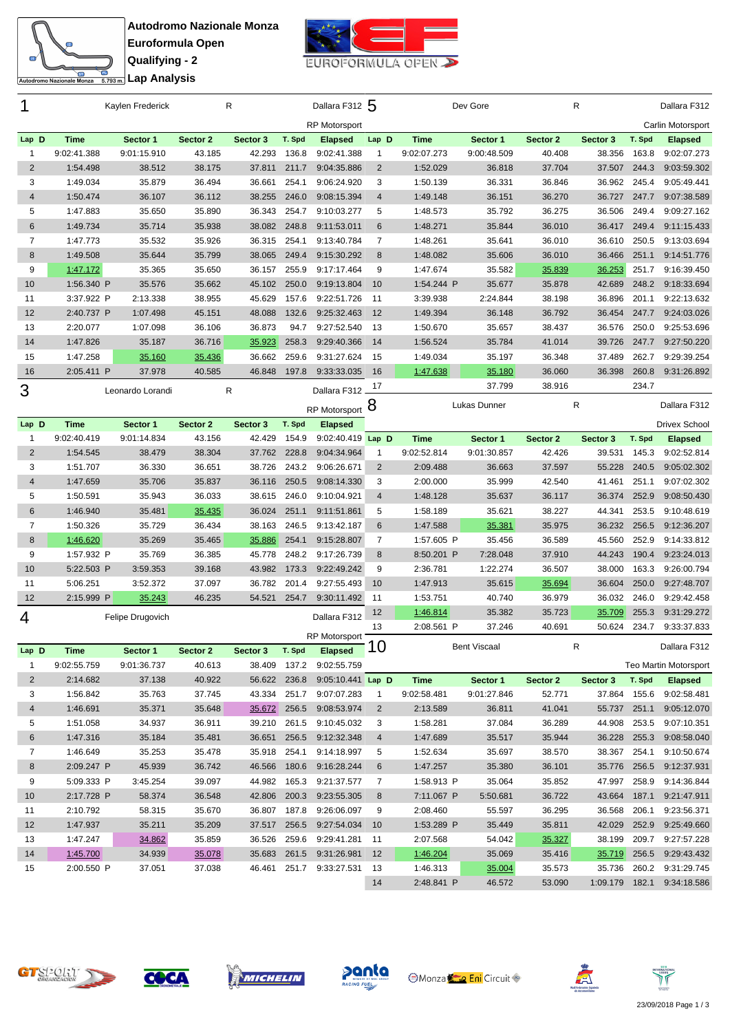# Autodromo Nazionale Monza
## Euroformula Open
## Qualifying - 2
## Lap Analysis

Autodromo Nazionale Monza 5.793 m.

### 1 Kaylen Frederick R Dallara F312 — RP Motorsport

| Lap | D | Time | Sector 1 | Sector 2 | Sector 3 | T. Spd | Elapsed |
|---|---|---|---|---|---|---|---|
| 1 | | 9:02:41.388 | 9:01:15.910 | 43.185 | 42.293 | 136.8 | 9:02:41.388 |
| 2 | | 1:54.498 | 38.512 | 38.175 | 37.811 | 211.7 | 9:04:35.886 |
| 3 | | 1:49.034 | 35.879 | 36.494 | 36.661 | 254.1 | 9:06:24.920 |
| 4 | | 1:50.474 | 36.107 | 36.112 | 38.255 | 246.0 | 9:08:15.394 |
| 5 | | 1:47.883 | 35.650 | 35.890 | 36.343 | 254.7 | 9:10:03.277 |
| 6 | | 1:49.734 | 35.714 | 35.938 | 38.082 | 248.8 | 9:11:53.011 |
| 7 | | 1:47.773 | 35.532 | 35.926 | 36.315 | 254.1 | 9:13:40.784 |
| 8 | | 1:49.508 | 35.644 | 35.799 | 38.065 | 249.4 | 9:15:30.292 |
| 9 | | 1:47.172 | 35.365 | 35.650 | 36.157 | 255.9 | 9:17:17.464 |
| 10 | | 1:56.340 P | 35.576 | 35.662 | 45.102 | 250.0 | 9:19:13.804 |
| 11 | | 3:37.922 P | 2:13.338 | 38.955 | 45.629 | 157.6 | 9:22:51.726 |
| 12 | | 2:40.737 P | 1:07.498 | 45.151 | 48.088 | 132.6 | 9:25:32.463 |
| 13 | | 2:20.077 | 1:07.098 | 36.106 | 36.873 | 94.7 | 9:27:52.540 |
| 14 | | 1:47.826 | 35.187 | 36.716 | 35.923 | 258.3 | 9:29:40.366 |
| 15 | | 1:47.258 | 35.160 | 35.436 | 36.662 | 259.6 | 9:31:27.624 |
| 16 | | 2:05.411 P | 37.978 | 40.585 | 46.848 | 197.8 | 9:33:33.035 |

### 3 Leonardo Lorandi R Dallara F312 — RP Motorsport

| Lap | D | Time | Sector 1 | Sector 2 | Sector 3 | T. Spd | Elapsed |
|---|---|---|---|---|---|---|---|
| 1 | | 9:02:40.419 | 9:01:14.834 | 43.156 | 42.429 | 154.9 | 9:02:40.419 |
| 2 | | 1:54.545 | 38.479 | 38.304 | 37.762 | 228.8 | 9:04:34.964 |
| 3 | | 1:51.707 | 36.330 | 36.651 | 38.726 | 243.2 | 9:06:26.671 |
| 4 | | 1:47.659 | 35.706 | 35.837 | 36.116 | 250.5 | 9:08:14.330 |
| 5 | | 1:50.591 | 35.943 | 36.033 | 38.615 | 246.0 | 9:10:04.921 |
| 6 | | 1:46.940 | 35.481 | 35.435 | 36.024 | 251.1 | 9:11:51.861 |
| 7 | | 1:50.326 | 35.729 | 36.434 | 38.163 | 246.5 | 9:13:42.187 |
| 8 | | 1:46.620 | 35.269 | 35.465 | 35.886 | 254.1 | 9:15:28.807 |
| 9 | | 1:57.932 P | 35.769 | 36.385 | 45.778 | 248.2 | 9:17:26.739 |
| 10 | | 5:22.503 P | 3:59.353 | 39.168 | 43.982 | 173.3 | 9:22:49.242 |
| 11 | | 5:06.251 | 3:52.372 | 37.097 | 36.782 | 201.4 | 9:27:55.493 |
| 12 | | 2:15.999 P | 35.243 | 46.235 | 54.521 | 254.7 | 9:30:11.492 |

### 4 Felipe Drugovich Dallara F312 — RP Motorsport

| Lap | D | Time | Sector 1 | Sector 2 | Sector 3 | T. Spd | Elapsed |
|---|---|---|---|---|---|---|---|
| 1 | | 9:02:55.759 | 9:01:36.737 | 40.613 | 38.409 | 137.2 | 9:02:55.759 |
| 2 | | 2:14.682 | 37.138 | 40.922 | 56.622 | 236.8 | 9:05:10.441 |
| 3 | | 1:56.842 | 35.763 | 37.745 | 43.334 | 251.7 | 9:07:07.283 |
| 4 | | 1:46.691 | 35.371 | 35.648 | 35.672 | 256.5 | 9:08:53.974 |
| 5 | | 1:51.058 | 34.937 | 36.911 | 39.210 | 261.5 | 9:10:45.032 |
| 6 | | 1:47.316 | 35.184 | 35.481 | 36.651 | 256.5 | 9:12:32.348 |
| 7 | | 1:46.649 | 35.253 | 35.478 | 35.918 | 254.1 | 9:14:18.997 |
| 8 | | 2:09.247 P | 45.939 | 36.742 | 46.566 | 180.6 | 9:16:28.244 |
| 9 | | 5:09.333 P | 3:45.254 | 39.097 | 44.982 | 165.3 | 9:21:37.577 |
| 10 | | 2:17.728 P | 58.374 | 36.548 | 42.806 | 200.3 | 9:23:55.305 |
| 11 | | 2:10.792 | 58.315 | 35.670 | 36.807 | 187.8 | 9:26:06.097 |
| 12 | | 1:47.937 | 35.211 | 35.209 | 37.517 | 256.5 | 9:27:54.034 |
| 13 | | 1:47.247 | 34.862 | 35.859 | 36.526 | 259.6 | 9:29:41.281 |
| 14 | | 1:45.700 | 34.939 | 35.078 | 35.683 | 261.5 | 9:31:26.981 |
| 15 | | 2:00.550 P | 37.051 | 37.038 | 46.461 | 251.7 | 9:33:27.531 |

### 5 Dev Gore R Dallara F312 — Carlin Motorsport

| Lap | D | Time | Sector 1 | Sector 2 | Sector 3 | T. Spd | Elapsed |
|---|---|---|---|---|---|---|---|
| 1 | | 9:02:07.273 | 9:00:48.509 | 40.408 | 38.356 | 163.8 | 9:02:07.273 |
| 2 | | 1:52.029 | 36.818 | 37.704 | 37.507 | 244.3 | 9:03:59.302 |
| 3 | | 1:50.139 | 36.331 | 36.846 | 36.962 | 245.4 | 9:05:49.441 |
| 4 | | 1:49.148 | 36.151 | 36.270 | 36.727 | 247.7 | 9:07:38.589 |
| 5 | | 1:48.573 | 35.792 | 36.275 | 36.506 | 249.4 | 9:09:27.162 |
| 6 | | 1:48.271 | 35.844 | 36.010 | 36.417 | 249.4 | 9:11:15.433 |
| 7 | | 1:48.261 | 35.641 | 36.010 | 36.610 | 250.5 | 9:13:03.694 |
| 8 | | 1:48.082 | 35.606 | 36.010 | 36.466 | 251.1 | 9:14:51.776 |
| 9 | | 1:47.674 | 35.582 | 35.839 | 36.253 | 251.7 | 9:16:39.450 |
| 10 | | 1:54.244 P | 35.677 | 35.878 | 42.689 | 248.2 | 9:18:33.694 |
| 11 | | 3:39.938 | 2:24.844 | 38.198 | 36.896 | 201.1 | 9:22:13.632 |
| 12 | | 1:49.394 | 36.148 | 36.792 | 36.454 | 247.7 | 9:24:03.026 |
| 13 | | 1:50.670 | 35.657 | 38.437 | 36.576 | 250.0 | 9:25:53.696 |
| 14 | | 1:56.524 | 35.784 | 41.014 | 39.726 | 247.7 | 9:27:50.220 |
| 15 | | 1:49.034 | 35.197 | 36.348 | 37.489 | 262.7 | 9:29:39.254 |
| 16 | | 1:47.638 | 35.180 | 36.060 | 36.398 | 260.8 | 9:31:26.892 |
| 17 | | | 37.799 | 38.916 | | 234.7 | |

### 8 Lukas Dunner R Dallara F312 — Drivex School

| Lap | D | Time | Sector 1 | Sector 2 | Sector 3 | T. Spd | Elapsed |
|---|---|---|---|---|---|---|---|
| 1 | | 9:02:52.814 | 9:01:30.857 | 42.426 | 39.531 | 145.3 | 9:02:52.814 |
| 2 | | 2:09.488 | 36.663 | 37.597 | 55.228 | 240.5 | 9:05:02.302 |
| 3 | | 2:00.000 | 35.999 | 42.540 | 41.461 | 251.1 | 9:07:02.302 |
| 4 | | 1:48.128 | 35.637 | 36.117 | 36.374 | 252.9 | 9:08:50.430 |
| 5 | | 1:58.189 | 35.621 | 38.227 | 44.341 | 253.5 | 9:10:48.619 |
| 6 | | 1:47.588 | 35.381 | 35.975 | 36.232 | 256.5 | 9:12:36.207 |
| 7 | | 1:57.605 P | 35.456 | 36.589 | 45.560 | 252.9 | 9:14:33.812 |
| 8 | | 8:50.201 P | 7:28.048 | 37.910 | 44.243 | 190.4 | 9:23:24.013 |
| 9 | | 2:36.781 | 1:22.274 | 36.507 | 38.000 | 163.3 | 9:26:00.794 |
| 10 | | 1:47.913 | 35.615 | 35.694 | 36.604 | 250.0 | 9:27:48.707 |
| 11 | | 1:53.751 | 40.740 | 36.979 | 36.032 | 246.0 | 9:29:42.458 |
| 12 | | 1:46.814 | 35.382 | 35.723 | 35.709 | 255.3 | 9:31:29.272 |
| 13 | | 2:08.561 P | 37.246 | 40.691 | 50.624 | 234.7 | 9:33:37.833 |

### 10 Bent Viscaal R Dallara F312 — Teo Martin Motorsport

| Lap | D | Time | Sector 1 | Sector 2 | Sector 3 | T. Spd | Elapsed |
|---|---|---|---|---|---|---|---|
| 1 | | 9:02:58.481 | 9:01:27.846 | 52.771 | 37.864 | 155.6 | 9:02:58.481 |
| 2 | | 2:13.589 | 36.811 | 41.041 | 55.737 | 251.1 | 9:05:12.070 |
| 3 | | 1:58.281 | 37.084 | 36.289 | 44.908 | 253.5 | 9:07:10.351 |
| 4 | | 1:47.689 | 35.517 | 35.944 | 36.228 | 255.3 | 9:08:58.040 |
| 5 | | 1:52.634 | 35.697 | 38.570 | 38.367 | 254.1 | 9:10:50.674 |
| 6 | | 1:47.257 | 35.380 | 36.101 | 35.776 | 256.5 | 9:12:37.931 |
| 7 | | 1:58.913 P | 35.064 | 35.852 | 47.997 | 258.9 | 9:14:36.844 |
| 8 | | 7:11.067 P | 5:50.681 | 36.722 | 43.664 | 187.1 | 9:21:47.911 |
| 9 | | 2:08.460 | 55.597 | 36.295 | 36.568 | 206.1 | 9:23:56.371 |
| 10 | | 1:53.289 P | 35.449 | 35.811 | 42.029 | 252.9 | 9:25:49.660 |
| 11 | | 2:07.568 | 54.042 | 35.327 | 38.199 | 209.7 | 9:27:57.228 |
| 12 | | 1:46.204 | 35.069 | 35.416 | 35.719 | 256.5 | 9:29:43.432 |
| 13 | | 1:46.313 | 35.004 | 35.573 | 35.736 | 260.2 | 9:31:29.745 |
| 14 | | 2:48.841 P | 46.572 | 53.090 | 1:09.179 | 182.1 | 9:34:18.586 |

23/09/2018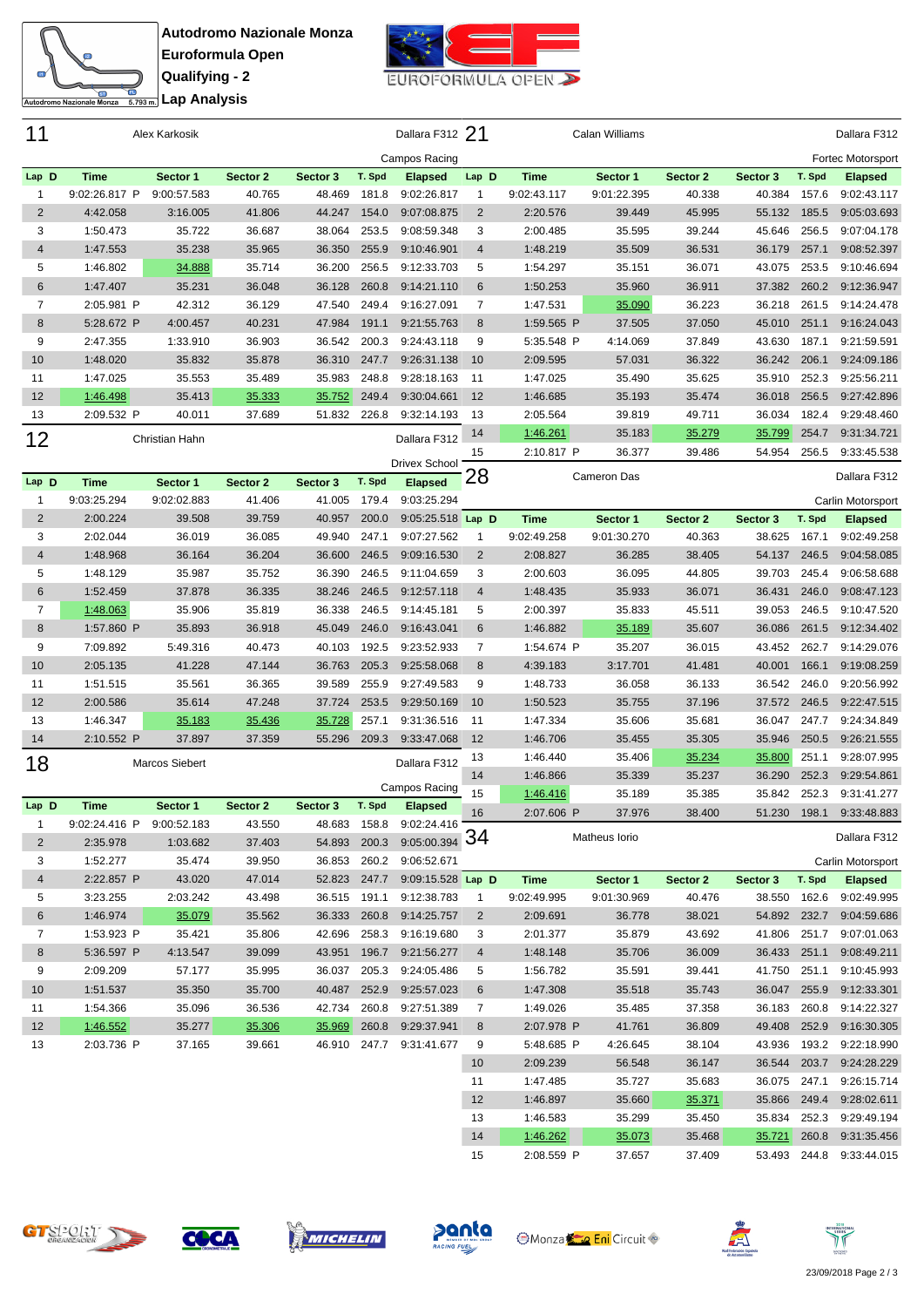**Autodromo Nazionale Monza**
**Euroformula Open**
**Qualifying - 2**
**Lap Analysis**

## 11 — Alex Karkosik — Dallara F312 — Campos Racing

| Lap | D | Time | Sector 1 | Sector 2 | Sector 3 | T. Spd | Elapsed |
|---|---|---|---|---|---|---|---|
| 1 | | 9:02:26.817 P | 9:00:57.583 | 40.765 | 48.469 | 181.8 | 9:02:26.817 |
| 2 | | 4:42.058 | 3:16.005 | 41.806 | 44.247 | 154.0 | 9:07:08.875 |
| 3 | | 1:50.473 | 35.722 | 36.687 | 38.064 | 253.5 | 9:08:59.348 |
| 4 | | 1:47.553 | 35.238 | 35.965 | 36.350 | 255.9 | 9:10:46.901 |
| 5 | | 1:46.802 | 34.888 | 35.714 | 36.200 | 256.5 | 9:12:33.703 |
| 6 | | 1:47.407 | 35.231 | 36.048 | 36.128 | 260.8 | 9:14:21.110 |
| 7 | | 2:05.981 P | 42.312 | 36.129 | 47.540 | 249.4 | 9:16:27.091 |
| 8 | | 5:28.672 P | 4:00.457 | 40.231 | 47.984 | 191.1 | 9:21:55.763 |
| 9 | | 2:47.355 | 1:33.910 | 36.903 | 36.542 | 200.3 | 9:24:43.118 |
| 10 | | 1:48.020 | 35.832 | 35.878 | 36.310 | 247.7 | 9:26:31.138 |
| 11 | | 1:47.025 | 35.553 | 35.489 | 35.983 | 248.8 | 9:28:18.163 |
| 12 | | 1:46.498 | 35.413 | 35.333 | 35.752 | 249.4 | 9:30:04.661 |
| 13 | | 2:09.532 P | 40.011 | 37.689 | 51.832 | 226.8 | 9:32:14.193 |

## 12 — Christian Hahn — Dallara F312 — Drivex School

| Lap | D | Time | Sector 1 | Sector 2 | Sector 3 | T. Spd | Elapsed |
|---|---|---|---|---|---|---|---|
| 1 | | 9:03:25.294 | 9:02:02.883 | 41.406 | 41.005 | 179.4 | 9:03:25.294 |
| 2 | | 2:00.224 | 39.508 | 39.759 | 40.957 | 200.0 | 9:05:25.518 |
| 3 | | 2:02.044 | 36.019 | 36.085 | 49.940 | 247.1 | 9:07:27.562 |
| 4 | | 1:48.968 | 36.164 | 36.204 | 36.600 | 246.5 | 9:09:16.530 |
| 5 | | 1:48.129 | 35.987 | 35.752 | 36.390 | 246.5 | 9:11:04.659 |
| 6 | | 1:52.459 | 37.878 | 36.335 | 38.246 | 246.5 | 9:12:57.118 |
| 7 | | 1:48.063 | 35.906 | 35.819 | 36.338 | 246.5 | 9:14:45.181 |
| 8 | | 1:57.860 P | 35.893 | 36.918 | 45.049 | 246.0 | 9:16:43.041 |
| 9 | | 7:09.892 | 5:49.316 | 40.473 | 40.103 | 192.5 | 9:23:52.933 |
| 10 | | 2:05.135 | 41.228 | 47.144 | 36.763 | 205.3 | 9:25:58.068 |
| 11 | | 1:51.515 | 35.561 | 36.365 | 39.589 | 255.9 | 9:27:49.583 |
| 12 | | 2:00.586 | 35.614 | 47.248 | 37.724 | 253.5 | 9:29:50.169 |
| 13 | | 1:46.347 | 35.183 | 35.436 | 35.728 | 257.1 | 9:31:36.516 |
| 14 | | 2:10.552 P | 37.897 | 37.359 | 55.296 | 209.3 | 9:33:47.068 |

## 18 — Marcos Siebert — Dallara F312 — Campos Racing

| Lap | D | Time | Sector 1 | Sector 2 | Sector 3 | T. Spd | Elapsed |
|---|---|---|---|---|---|---|---|
| 1 | | 9:02:24.416 P | 9:00:52.183 | 43.550 | 48.683 | 158.8 | 9:02:24.416 |
| 2 | | 2:35.978 | 1:03.682 | 37.403 | 54.893 | 200.3 | 9:05:00.394 |
| 3 | | 1:52.277 | 35.474 | 39.950 | 36.853 | 260.2 | 9:06:52.671 |
| 4 | | 2:22.857 P | 43.020 | 47.014 | 52.823 | 247.7 | 9:09:15.528 |
| 5 | | 3:23.255 | 2:03.242 | 43.498 | 36.515 | 191.1 | 9:12:38.783 |
| 6 | | 1:46.974 | 35.079 | 35.562 | 36.333 | 260.8 | 9:14:25.757 |
| 7 | | 1:53.923 P | 35.421 | 35.806 | 42.696 | 258.3 | 9:16:19.680 |
| 8 | | 5:36.597 P | 4:13.547 | 39.099 | 43.951 | 196.7 | 9:21:56.277 |
| 9 | | 2:09.209 | 57.177 | 35.995 | 36.037 | 205.3 | 9:24:05.486 |
| 10 | | 1:51.537 | 35.350 | 35.700 | 40.487 | 252.9 | 9:25:57.023 |
| 11 | | 1:54.366 | 35.096 | 36.536 | 42.734 | 260.8 | 9:27:51.389 |
| 12 | | 1:46.552 | 35.277 | 35.306 | 35.969 | 260.8 | 9:29:37.941 |
| 13 | | 2:03.736 P | 37.165 | 39.661 | 46.910 | 247.7 | 9:31:41.677 |

## 21 — Calan Williams — Dallara F312 — Fortec Motorsport

| Lap | D | Time | Sector 1 | Sector 2 | Sector 3 | T. Spd | Elapsed |
|---|---|---|---|---|---|---|---|
| 1 | | 9:02:43.117 | 9:01:22.395 | 40.338 | 40.384 | 157.6 | 9:02:43.117 |
| 2 | | 2:20.576 | 39.449 | 45.995 | 55.132 | 185.5 | 9:05:03.693 |
| 3 | | 2:00.485 | 35.595 | 39.244 | 45.646 | 256.5 | 9:07:04.178 |
| 4 | | 1:48.219 | 35.509 | 36.531 | 36.179 | 257.1 | 9:08:52.397 |
| 5 | | 1:54.297 | 35.151 | 36.071 | 43.075 | 253.5 | 9:10:46.694 |
| 6 | | 1:50.253 | 35.960 | 36.911 | 37.382 | 260.2 | 9:12:36.947 |
| 7 | | 1:47.531 | 35.090 | 36.223 | 36.218 | 261.5 | 9:14:24.478 |
| 8 | | 1:59.565 P | 37.505 | 37.050 | 45.010 | 251.1 | 9:16:24.043 |
| 9 | | 5:35.548 P | 4:14.069 | 37.849 | 43.630 | 187.1 | 9:21:59.591 |
| 10 | | 2:09.595 | 57.031 | 36.322 | 36.242 | 206.1 | 9:24:09.186 |
| 11 | | 1:47.025 | 35.490 | 35.625 | 35.910 | 252.3 | 9:25:56.211 |
| 12 | | 1:46.685 | 35.193 | 35.474 | 36.018 | 256.5 | 9:27:42.896 |
| 13 | | 2:05.564 | 39.819 | 49.711 | 36.034 | 182.4 | 9:29:48.460 |
| 14 | | 1:46.261 | 35.183 | 35.279 | 35.799 | 254.7 | 9:31:34.721 |
| 15 | | 2:10.817 P | 36.377 | 39.486 | 54.954 | 256.5 | 9:33:45.538 |

## 28 — Cameron Das — Dallara F312 — Carlin Motorsport

| Lap | D | Time | Sector 1 | Sector 2 | Sector 3 | T. Spd | Elapsed |
|---|---|---|---|---|---|---|---|
| 1 | | 9:02:49.258 | 9:01:30.270 | 40.363 | 38.625 | 167.1 | 9:02:49.258 |
| 2 | | 2:08.827 | 36.285 | 38.405 | 54.137 | 246.5 | 9:04:58.085 |
| 3 | | 2:00.603 | 36.095 | 44.805 | 39.703 | 245.4 | 9:06:58.688 |
| 4 | | 1:48.435 | 35.933 | 36.071 | 36.431 | 246.0 | 9:08:47.123 |
| 5 | | 2:00.397 | 35.833 | 45.511 | 39.053 | 246.5 | 9:10:47.520 |
| 6 | | 1:46.882 | 35.189 | 35.607 | 36.086 | 261.5 | 9:12:34.402 |
| 7 | | 1:54.674 P | 35.207 | 36.015 | 43.452 | 262.7 | 9:14:29.076 |
| 8 | | 4:39.183 | 3:17.701 | 41.481 | 40.001 | 166.1 | 9:19:08.259 |
| 9 | | 1:48.733 | 36.058 | 36.133 | 36.542 | 246.0 | 9:20:56.992 |
| 10 | | 1:50.523 | 35.755 | 37.196 | 37.572 | 246.5 | 9:22:47.515 |
| 11 | | 1:47.334 | 35.606 | 35.681 | 36.047 | 247.7 | 9:24:34.849 |
| 12 | | 1:46.706 | 35.455 | 35.305 | 35.946 | 250.5 | 9:26:21.555 |
| 13 | | 1:46.440 | 35.406 | 35.234 | 35.800 | 251.1 | 9:28:07.995 |
| 14 | | 1:46.866 | 35.339 | 35.237 | 36.290 | 252.3 | 9:29:54.861 |
| 15 | | 1:46.416 | 35.189 | 35.385 | 35.842 | 252.3 | 9:31:41.277 |
| 16 | | 2:07.606 P | 37.976 | 38.400 | 51.230 | 198.1 | 9:33:48.883 |

## 34 — Matheus Iorio — Dallara F312 — Carlin Motorsport

| Lap | D | Time | Sector 1 | Sector 2 | Sector 3 | T. Spd | Elapsed |
|---|---|---|---|---|---|---|---|
| 1 | | 9:02:49.995 | 9:01:30.969 | 40.476 | 38.550 | 162.6 | 9:02:49.995 |
| 2 | | 2:09.691 | 36.778 | 38.021 | 54.892 | 232.7 | 9:04:59.686 |
| 3 | | 2:01.377 | 35.879 | 43.692 | 41.806 | 251.7 | 9:07:01.063 |
| 4 | | 1:48.148 | 35.706 | 36.009 | 36.433 | 251.1 | 9:08:49.211 |
| 5 | | 1:56.782 | 35.591 | 39.441 | 41.750 | 251.1 | 9:10:45.993 |
| 6 | | 1:47.308 | 35.518 | 35.743 | 36.047 | 255.9 | 9:12:33.301 |
| 7 | | 1:49.026 | 35.485 | 37.358 | 36.183 | 260.8 | 9:14:22.327 |
| 8 | | 2:07.978 P | 41.761 | 36.809 | 49.408 | 252.9 | 9:16:30.305 |
| 9 | | 5:48.685 P | 4:26.645 | 38.104 | 43.936 | 193.2 | 9:22:18.990 |
| 10 | | 2:09.239 | 56.548 | 36.147 | 36.544 | 203.7 | 9:24:28.229 |
| 11 | | 1:47.485 | 35.727 | 35.683 | 36.075 | 247.1 | 9:26:15.714 |
| 12 | | 1:46.897 | 35.660 | 35.371 | 35.866 | 249.4 | 9:28:02.611 |
| 13 | | 1:46.583 | 35.299 | 35.450 | 35.834 | 252.3 | 9:29:49.194 |
| 14 | | 1:46.262 | 35.073 | 35.468 | 35.721 | 260.8 | 9:31:35.456 |
| 15 | | 2:08.559 P | 37.657 | 37.409 | 53.493 | 244.8 | 9:33:44.015 |

23/09/2018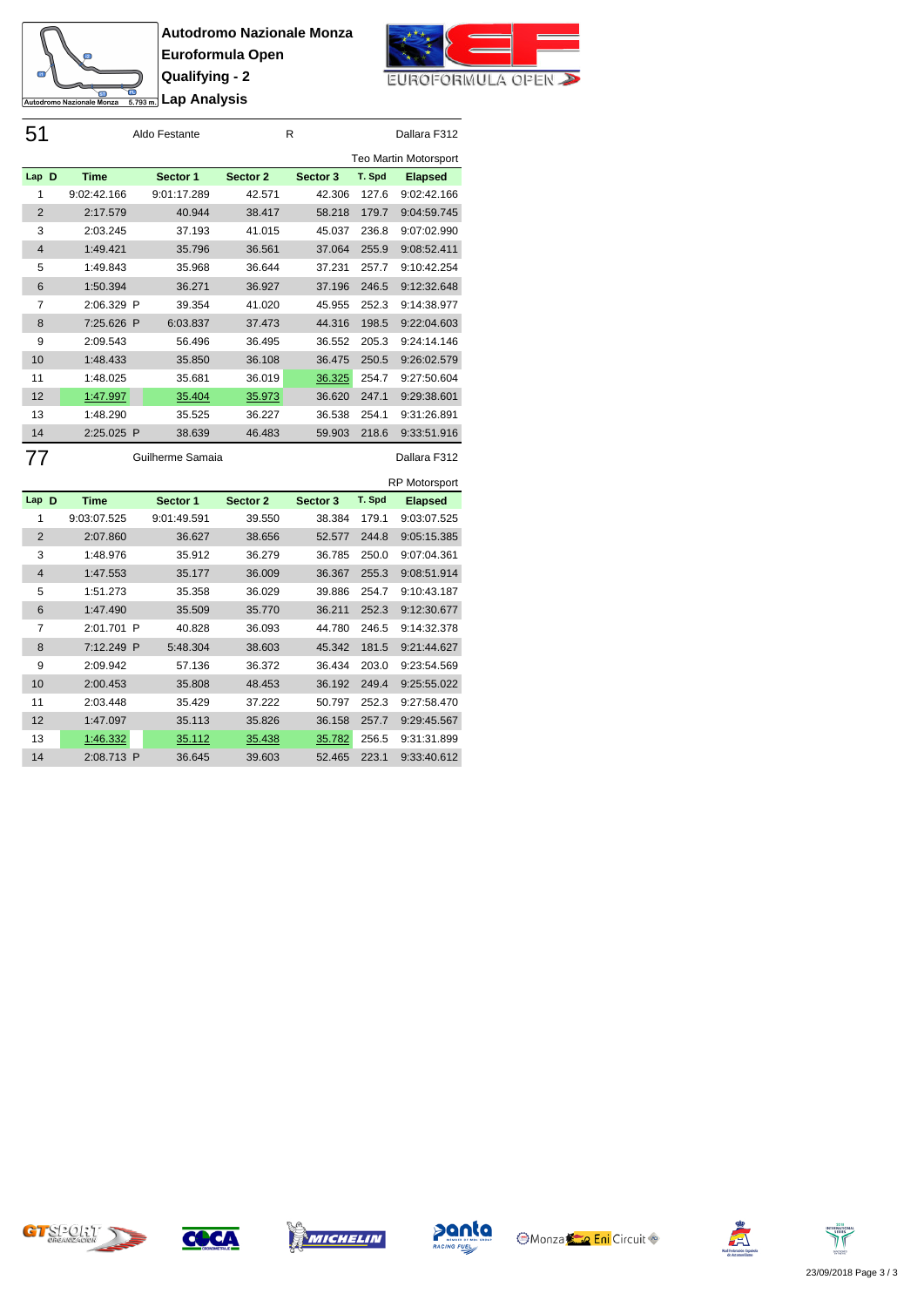**Autodromo Nazionale Monza**
**Euroformula Open**
**Qualifying - 2**
**Lap Analysis**

## 51 Aldo Festante R Dallara F312

Teo Martin Motorsport

| Lap | D | Time | | Sector 1 | Sector 2 | Sector 3 | T. Spd | Elapsed |
|---|---|---|---|---|---|---|---|---|
| 1 | | 9:02:42.166 | | 9:01:17.289 | 42.571 | 42.306 | 127.6 | 9:02:42.166 |
| 2 | | 2:17.579 | | 40.944 | 38.417 | 58.218 | 179.7 | 9:04:59.745 |
| 3 | | 2:03.245 | | 37.193 | 41.015 | 45.037 | 236.8 | 9:07:02.990 |
| 4 | | 1:49.421 | | 35.796 | 36.561 | 37.064 | 255.9 | 9:08:52.411 |
| 5 | | 1:49.843 | | 35.968 | 36.644 | 37.231 | 257.7 | 9:10:42.254 |
| 6 | | 1:50.394 | | 36.271 | 36.927 | 37.196 | 246.5 | 9:12:32.648 |
| 7 | | 2:06.329 | P | 39.354 | 41.020 | 45.955 | 252.3 | 9:14:38.977 |
| 8 | | 7:25.626 | P | 6:03.837 | 37.473 | 44.316 | 198.5 | 9:22:04.603 |
| 9 | | 2:09.543 | | 56.496 | 36.495 | 36.552 | 205.3 | 9:24:14.146 |
| 10 | | 1:48.433 | | 35.850 | 36.108 | 36.475 | 250.5 | 9:26:02.579 |
| 11 | | 1:48.025 | | 35.681 | 36.019 | 36.325 | 254.7 | 9:27:50.604 |
| 12 | | 1:47.997 | | 35.404 | 35.973 | 36.620 | 247.1 | 9:29:38.601 |
| 13 | | 1:48.290 | | 35.525 | 36.227 | 36.538 | 254.1 | 9:31:26.891 |
| 14 | | 2:25.025 | P | 38.639 | 46.483 | 59.903 | 218.6 | 9:33:51.916 |

## 77 Guilherme Samaia Dallara F312

RP Motorsport

| Lap | D | Time | | Sector 1 | Sector 2 | Sector 3 | T. Spd | Elapsed |
|---|---|---|---|---|---|---|---|---|
| 1 | | 9:03:07.525 | | 9:01:49.591 | 39.550 | 38.384 | 179.1 | 9:03:07.525 |
| 2 | | 2:07.860 | | 36.627 | 38.656 | 52.577 | 244.8 | 9:05:15.385 |
| 3 | | 1:48.976 | | 35.912 | 36.279 | 36.785 | 250.0 | 9:07:04.361 |
| 4 | | 1:47.553 | | 35.177 | 36.009 | 36.367 | 255.3 | 9:08:51.914 |
| 5 | | 1:51.273 | | 35.358 | 36.029 | 39.886 | 254.7 | 9:10:43.187 |
| 6 | | 1:47.490 | | 35.509 | 35.770 | 36.211 | 252.3 | 9:12:30.677 |
| 7 | | 2:01.701 | P | 40.828 | 36.093 | 44.780 | 246.5 | 9:14:32.378 |
| 8 | | 7:12.249 | P | 5:48.304 | 38.603 | 45.342 | 181.5 | 9:21:44.627 |
| 9 | | 2:09.942 | | 57.136 | 36.372 | 36.434 | 203.0 | 9:23:54.569 |
| 10 | | 2:00.453 | | 35.808 | 48.453 | 36.192 | 249.4 | 9:25:55.022 |
| 11 | | 2:03.448 | | 35.429 | 37.222 | 50.797 | 252.3 | 9:27:58.470 |
| 12 | | 1:47.097 | | 35.113 | 35.826 | 36.158 | 257.7 | 9:29:45.567 |
| 13 | | 1:46.332 | | 35.112 | 35.438 | 35.782 | 256.5 | 9:31:31.899 |
| 14 | | 2:08.713 | P | 36.645 | 39.603 | 52.465 | 223.1 | 9:33:40.612 |

23/09/2018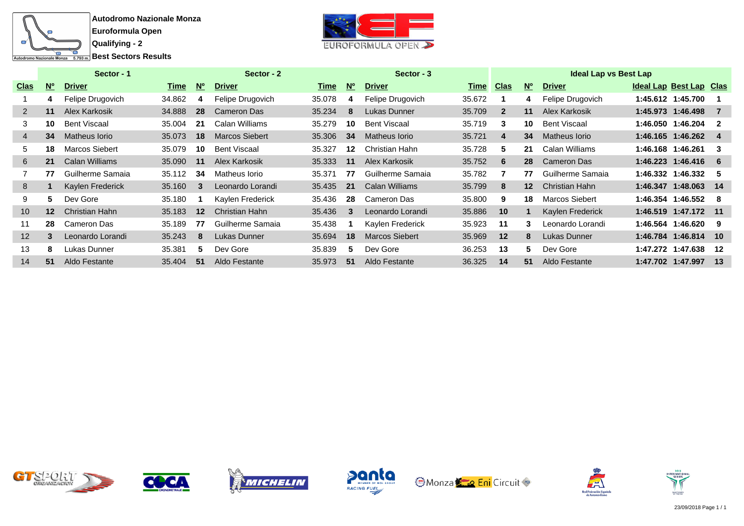**Autodromo Nazionale Monza**

**Euroformula Open**

**Qualifying - 2**

**Best Sectors Results**

| Sector - 1 | | | | Sector - 2 | | | Sector - 3 | | | Ideal Lap vs Best Lap | | | | | |
|---|---|---|---|---|---|---|---|---|---|---|---|---|---|---|---|
| Clas | Nº | Driver | Time | Nº | Driver | Time | Nº | Driver | Time | Clas | Nº | Driver | Ideal Lap | Best Lap | Clas |
| 1 | 4 | Felipe Drugovich | 34.862 | 4 | Felipe Drugovich | 35.078 | 4 | Felipe Drugovich | 35.672 | 1 | 4 | Felipe Drugovich | 1:45.612 | 1:45.700 | 1 |
| 2 | 11 | Alex Karkosik | 34.888 | 28 | Cameron Das | 35.234 | 8 | Lukas Dunner | 35.709 | 2 | 11 | Alex Karkosik | 1:45.973 | 1:46.498 | 7 |
| 3 | 10 | Bent Viscaal | 35.004 | 21 | Calan Williams | 35.279 | 10 | Bent Viscaal | 35.719 | 3 | 10 | Bent Viscaal | 1:46.050 | 1:46.204 | 2 |
| 4 | 34 | Matheus Iorio | 35.073 | 18 | Marcos Siebert | 35.306 | 34 | Matheus Iorio | 35.721 | 4 | 34 | Matheus Iorio | 1:46.165 | 1:46.262 | 4 |
| 5 | 18 | Marcos Siebert | 35.079 | 10 | Bent Viscaal | 35.327 | 12 | Christian Hahn | 35.728 | 5 | 21 | Calan Williams | 1:46.168 | 1:46.261 | 3 |
| 6 | 21 | Calan Williams | 35.090 | 11 | Alex Karkosik | 35.333 | 11 | Alex Karkosik | 35.752 | 6 | 28 | Cameron Das | 1:46.223 | 1:46.416 | 6 |
| 7 | 77 | Guilherme Samaia | 35.112 | 34 | Matheus Iorio | 35.371 | 77 | Guilherme Samaia | 35.782 | 7 | 77 | Guilherme Samaia | 1:46.332 | 1:46.332 | 5 |
| 8 | 1 | Kaylen Frederick | 35.160 | 3 | Leonardo Lorandi | 35.435 | 21 | Calan Williams | 35.799 | 8 | 12 | Christian Hahn | 1:46.347 | 1:48.063 | 14 |
| 9 | 5 | Dev Gore | 35.180 | 1 | Kaylen Frederick | 35.436 | 28 | Cameron Das | 35.800 | 9 | 18 | Marcos Siebert | 1:46.354 | 1:46.552 | 8 |
| 10 | 12 | Christian Hahn | 35.183 | 12 | Christian Hahn | 35.436 | 3 | Leonardo Lorandi | 35.886 | 10 | 1 | Kaylen Frederick | 1:46.519 | 1:47.172 | 11 |
| 11 | 28 | Cameron Das | 35.189 | 77 | Guilherme Samaia | 35.438 | 1 | Kaylen Frederick | 35.923 | 11 | 3 | Leonardo Lorandi | 1:46.564 | 1:46.620 | 9 |
| 12 | 3 | Leonardo Lorandi | 35.243 | 8 | Lukas Dunner | 35.694 | 18 | Marcos Siebert | 35.969 | 12 | 8 | Lukas Dunner | 1:46.784 | 1:46.814 | 10 |
| 13 | 8 | Lukas Dunner | 35.381 | 5 | Dev Gore | 35.839 | 5 | Dev Gore | 36.253 | 13 | 5 | Dev Gore | 1:47.272 | 1:47.638 | 12 |
| 14 | 51 | Aldo Festante | 35.404 | 51 | Aldo Festante | 35.973 | 51 | Aldo Festante | 36.325 | 14 | 51 | Aldo Festante | 1:47.702 | 1:47.997 | 13 |

23/09/2018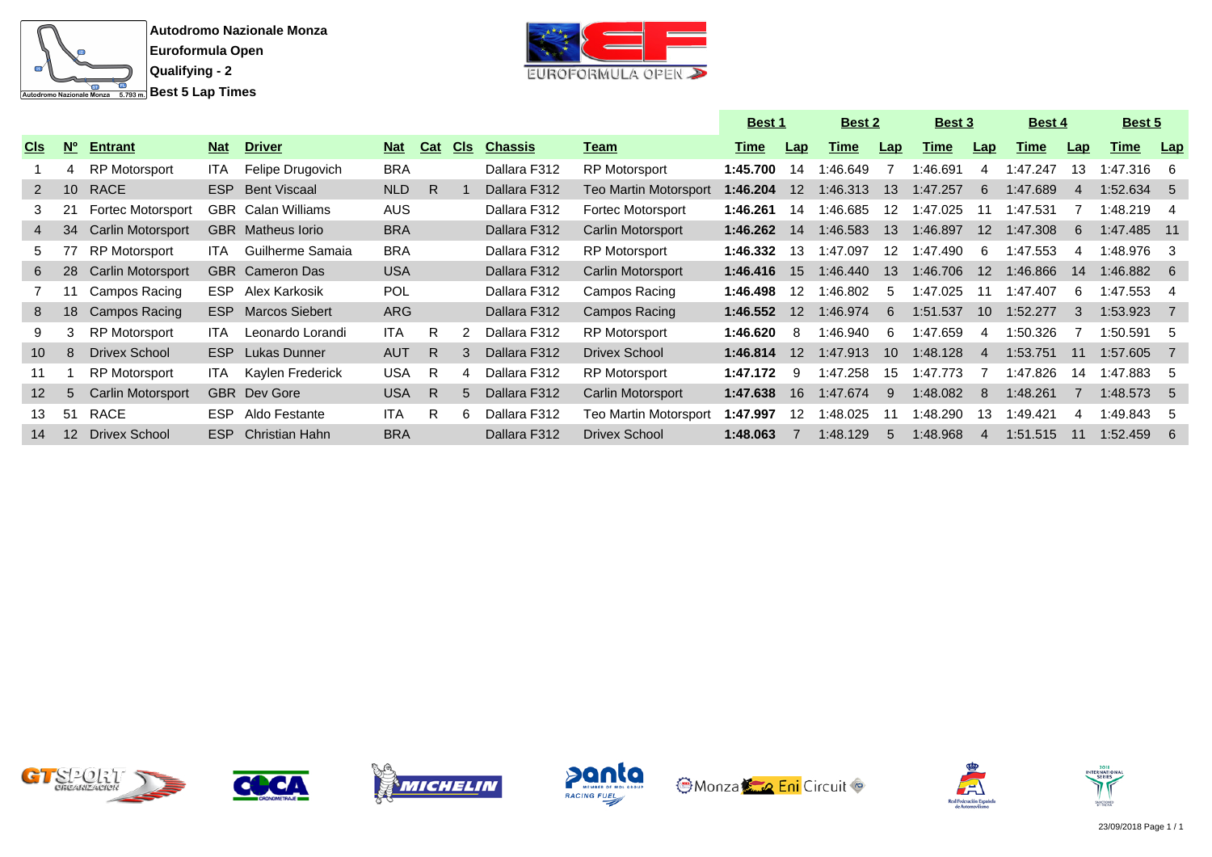**Autodromo Nazionale Monza**
**Euroformula Open**
**Qualifying - 2**
**Best 5 Lap Times**

| Cls | Nº | Entrant | Nat | Driver | Nat | Cat | Cls | Chassis | Team | Best 1 | | Best 2 | | Best 3 | | Best 4 | | Best 5 | |
|---|---|---|---|---|---|---|---|---|---|---|---|---|---|---|---|---|---|---|---|
| | | | | | | | | | | Time | Lap | Time | Lap | Time | Lap | Time | Lap | Time | Lap |
| 1 | 4 | RP Motorsport | ITA | Felipe Drugovich | BRA | | | Dallara F312 | RP Motorsport | **1:45.700** | 14 | 1:46.649 | 7 | 1:46.691 | 4 | 1:47.247 | 13 | 1:47.316 | 6 |
| 2 | 10 | RACE | ESP | Bent Viscaal | NLD | R | 1 | Dallara F312 | Teo Martin Motorsport | **1:46.204** | 12 | 1:46.313 | 13 | 1:47.257 | 6 | 1:47.689 | 4 | 1:52.634 | 5 |
| 3 | 21 | Fortec Motorsport | GBR | Calan Williams | AUS | | | Dallara F312 | Fortec Motorsport | **1:46.261** | 14 | 1:46.685 | 12 | 1:47.025 | 11 | 1:47.531 | 7 | 1:48.219 | 4 |
| 4 | 34 | Carlin Motorsport | GBR | Matheus Iorio | BRA | | | Dallara F312 | Carlin Motorsport | **1:46.262** | 14 | 1:46.583 | 13 | 1:46.897 | 12 | 1:47.308 | 6 | 1:47.485 | 11 |
| 5 | 77 | RP Motorsport | ITA | Guilherme Samaia | BRA | | | Dallara F312 | RP Motorsport | **1:46.332** | 13 | 1:47.097 | 12 | 1:47.490 | 6 | 1:47.553 | 4 | 1:48.976 | 3 |
| 6 | 28 | Carlin Motorsport | GBR | Cameron Das | USA | | | Dallara F312 | Carlin Motorsport | **1:46.416** | 15 | 1:46.440 | 13 | 1:46.706 | 12 | 1:46.866 | 14 | 1:46.882 | 6 |
| 7 | 11 | Campos Racing | ESP | Alex Karkosik | POL | | | Dallara F312 | Campos Racing | **1:46.498** | 12 | 1:46.802 | 5 | 1:47.025 | 11 | 1:47.407 | 6 | 1:47.553 | 4 |
| 8 | 18 | Campos Racing | ESP | Marcos Siebert | ARG | | | Dallara F312 | Campos Racing | **1:46.552** | 12 | 1:46.974 | 6 | 1:51.537 | 10 | 1:52.277 | 3 | 1:53.923 | 7 |
| 9 | 3 | RP Motorsport | ITA | Leonardo Lorandi | ITA | R | 2 | Dallara F312 | RP Motorsport | **1:46.620** | 8 | 1:46.940 | 6 | 1:47.659 | 4 | 1:50.326 | 7 | 1:50.591 | 5 |
| 10 | 8 | Drivex School | ESP | Lukas Dunner | AUT | R | 3 | Dallara F312 | Drivex School | **1:46.814** | 12 | 1:47.913 | 10 | 1:48.128 | 4 | 1:53.751 | 11 | 1:57.605 | 7 |
| 11 | 1 | RP Motorsport | ITA | Kaylen Frederick | USA | R | 4 | Dallara F312 | RP Motorsport | **1:47.172** | 9 | 1:47.258 | 15 | 1:47.773 | 7 | 1:47.826 | 14 | 1:47.883 | 5 |
| 12 | 5 | Carlin Motorsport | GBR | Dev Gore | USA | R | 5 | Dallara F312 | Carlin Motorsport | **1:47.638** | 16 | 1:47.674 | 9 | 1:48.082 | 8 | 1:48.261 | 7 | 1:48.573 | 5 |
| 13 | 51 | RACE | ESP | Aldo Festante | ITA | R | 6 | Dallara F312 | Teo Martin Motorsport | **1:47.997** | 12 | 1:48.025 | 11 | 1:48.290 | 13 | 1:49.421 | 4 | 1:49.843 | 5 |
| 14 | 12 | Drivex School | ESP | Christian Hahn | BRA | | | Dallara F312 | Drivex School | **1:48.063** | 7 | 1:48.129 | 5 | 1:48.968 | 4 | 1:51.515 | 11 | 1:52.459 | 6 |

23/09/2018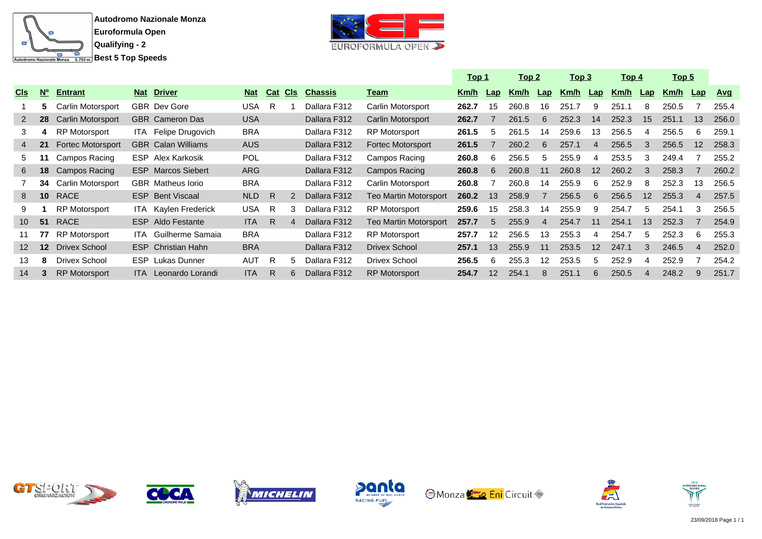**Autodromo Nazionale Monza**
**Euroformula Open**
**Qualifying - 2**
**Best 5 Top Speeds**

| Cls | Nº | Entrant | Nat | Driver | Nat | Cat | Cls | Chassis | Team | Top 1 Km/h | Top 1 Lap | Top 2 Km/h | Top 2 Lap | Top 3 Km/h | Top 3 Lap | Top 4 Km/h | Top 4 Lap | Top 5 Km/h | Top 5 Lap | Avg |
|---|---|---|---|---|---|---|---|---|---|---|---|---|---|---|---|---|---|---|---|---|
| 1 | 5 | Carlin Motorsport | GBR | Dev Gore | USA | R | 1 | Dallara F312 | Carlin Motorsport | 262.7 | 15 | 260.8 | 16 | 251.7 | 9 | 251.1 | 8 | 250.5 | 7 | 255.4 |
| 2 | 28 | Carlin Motorsport | GBR | Cameron Das | USA | | | Dallara F312 | Carlin Motorsport | 262.7 | 7 | 261.5 | 6 | 252.3 | 14 | 252.3 | 15 | 251.1 | 13 | 256.0 |
| 3 | 4 | RP Motorsport | ITA | Felipe Drugovich | BRA | | | Dallara F312 | RP Motorsport | 261.5 | 5 | 261.5 | 14 | 259.6 | 13 | 256.5 | 4 | 256.5 | 6 | 259.1 |
| 4 | 21 | Fortec Motorsport | GBR | Calan Williams | AUS | | | Dallara F312 | Fortec Motorsport | 261.5 | 7 | 260.2 | 6 | 257.1 | 4 | 256.5 | 3 | 256.5 | 12 | 258.3 |
| 5 | 11 | Campos Racing | ESP | Alex Karkosik | POL | | | Dallara F312 | Campos Racing | 260.8 | 6 | 256.5 | 5 | 255.9 | 4 | 253.5 | 3 | 249.4 | 7 | 255.2 |
| 6 | 18 | Campos Racing | ESP | Marcos Siebert | ARG | | | Dallara F312 | Campos Racing | 260.8 | 6 | 260.8 | 11 | 260.8 | 12 | 260.2 | 3 | 258.3 | 7 | 260.2 |
| 7 | 34 | Carlin Motorsport | GBR | Matheus Iorio | BRA | | | Dallara F312 | Carlin Motorsport | 260.8 | 7 | 260.8 | 14 | 255.9 | 6 | 252.9 | 8 | 252.3 | 13 | 256.5 |
| 8 | 10 | RACE | ESP | Bent Viscaal | NLD | R | 2 | Dallara F312 | Teo Martin Motorsport | 260.2 | 13 | 258.9 | 7 | 256.5 | 6 | 256.5 | 12 | 255.3 | 4 | 257.5 |
| 9 | 1 | RP Motorsport | ITA | Kaylen Frederick | USA | R | 3 | Dallara F312 | RP Motorsport | 259.6 | 15 | 258.3 | 14 | 255.9 | 9 | 254.7 | 5 | 254.1 | 3 | 256.5 |
| 10 | 51 | RACE | ESP | Aldo Festante | ITA | R | 4 | Dallara F312 | Teo Martin Motorsport | 257.7 | 5 | 255.9 | 4 | 254.7 | 11 | 254.1 | 13 | 252.3 | 7 | 254.9 |
| 11 | 77 | RP Motorsport | ITA | Guilherme Samaia | BRA | | | Dallara F312 | RP Motorsport | 257.7 | 12 | 256.5 | 13 | 255.3 | 4 | 254.7 | 5 | 252.3 | 6 | 255.3 |
| 12 | 12 | Drivex School | ESP | Christian Hahn | BRA | | | Dallara F312 | Drivex School | 257.1 | 13 | 255.9 | 11 | 253.5 | 12 | 247.1 | 3 | 246.5 | 4 | 252.0 |
| 13 | 8 | Drivex School | ESP | Lukas Dunner | AUT | R | 5 | Dallara F312 | Drivex School | 256.5 | 6 | 255.3 | 12 | 253.5 | 5 | 252.9 | 4 | 252.9 | 7 | 254.2 |
| 14 | 3 | RP Motorsport | ITA | Leonardo Lorandi | ITA | R | 6 | Dallara F312 | RP Motorsport | 254.7 | 12 | 254.1 | 8 | 251.1 | 6 | 250.5 | 4 | 248.2 | 9 | 251.7 |

23/09/2018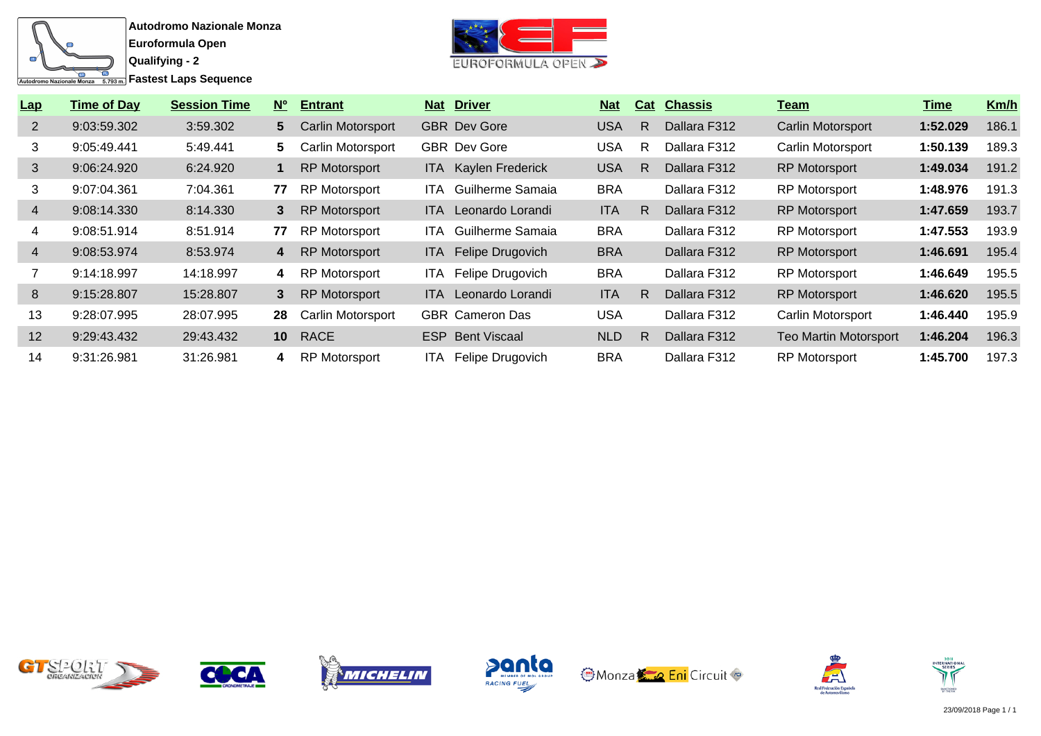**Autodromo Nazionale Monza**
**Euroformula Open**
**Qualifying - 2**
**Fastest Laps Sequence**

| Lap | Time of Day | Session Time | Nº | Entrant | Nat | Driver | Nat | Cat | Chassis | Team | Time | Km/h |
|---|---|---|---|---|---|---|---|---|---|---|---|---|
| 2 | 9:03:59.302 | 3:59.302 | **5** | Carlin Motorsport | GBR | Dev Gore | USA | R | Dallara F312 | Carlin Motorsport | **1:52.029** | 186.1 |
| 3 | 9:05:49.441 | 5:49.441 | **5** | Carlin Motorsport | GBR | Dev Gore | USA | R | Dallara F312 | Carlin Motorsport | **1:50.139** | 189.3 |
| 3 | 9:06:24.920 | 6:24.920 | **1** | RP Motorsport | ITA | Kaylen Frederick | USA | R | Dallara F312 | RP Motorsport | **1:49.034** | 191.2 |
| 3 | 9:07:04.361 | 7:04.361 | **77** | RP Motorsport | ITA | Guilherme Samaia | BRA | | Dallara F312 | RP Motorsport | **1:48.976** | 191.3 |
| 4 | 9:08:14.330 | 8:14.330 | **3** | RP Motorsport | ITA | Leonardo Lorandi | ITA | R | Dallara F312 | RP Motorsport | **1:47.659** | 193.7 |
| 4 | 9:08:51.914 | 8:51.914 | **77** | RP Motorsport | ITA | Guilherme Samaia | BRA | | Dallara F312 | RP Motorsport | **1:47.553** | 193.9 |
| 4 | 9:08:53.974 | 8:53.974 | **4** | RP Motorsport | ITA | Felipe Drugovich | BRA | | Dallara F312 | RP Motorsport | **1:46.691** | 195.4 |
| 7 | 9:14:18.997 | 14:18.997 | **4** | RP Motorsport | ITA | Felipe Drugovich | BRA | | Dallara F312 | RP Motorsport | **1:46.649** | 195.5 |
| 8 | 9:15:28.807 | 15:28.807 | **3** | RP Motorsport | ITA | Leonardo Lorandi | ITA | R | Dallara F312 | RP Motorsport | **1:46.620** | 195.5 |
| 13 | 9:28:07.995 | 28:07.995 | **28** | Carlin Motorsport | GBR | Cameron Das | USA | | Dallara F312 | Carlin Motorsport | **1:46.440** | 195.9 |
| 12 | 9:29:43.432 | 29:43.432 | **10** | RACE | ESP | Bent Viscaal | NLD | R | Dallara F312 | Teo Martin Motorsport | **1:46.204** | 196.3 |
| 14 | 9:31:26.981 | 31:26.981 | **4** | RP Motorsport | ITA | Felipe Drugovich | BRA | | Dallara F312 | RP Motorsport | **1:45.700** | 197.3 |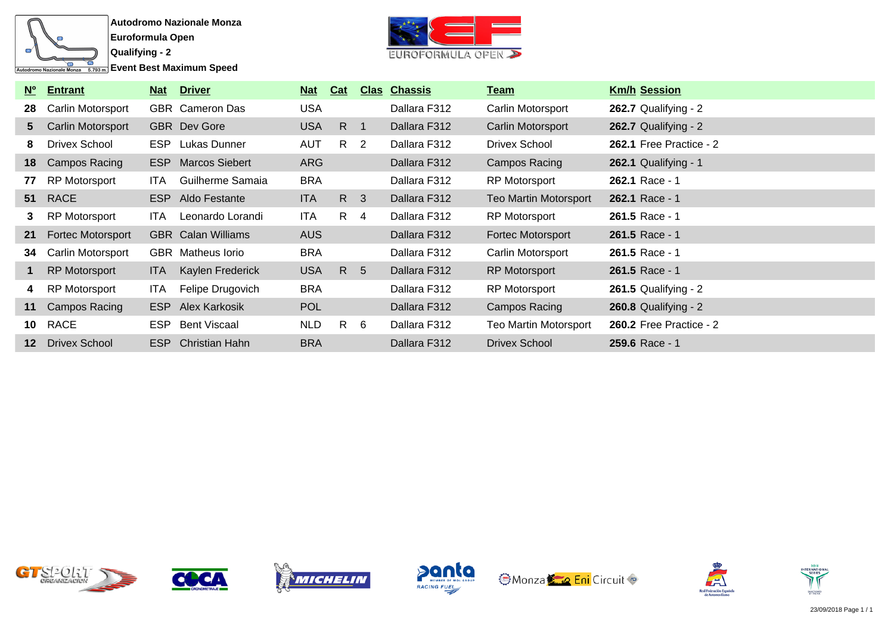**Autodromo Nazionale Monza**
**Euroformula Open**
**Qualifying - 2**
**Event Best Maximum Speed**

| Nº | Entrant | Nat | Driver | Nat | Cat | Clas | Chassis | Team | Km/h | Session |
|---|---|---|---|---|---|---|---|---|---|---|
| 28 | Carlin Motorsport | GBR | Cameron Das | USA | | | Dallara F312 | Carlin Motorsport | **262.7** | Qualifying - 2 |
| 5 | Carlin Motorsport | GBR | Dev Gore | USA | R | 1 | Dallara F312 | Carlin Motorsport | **262.7** | Qualifying - 2 |
| 8 | Drivex School | ESP | Lukas Dunner | AUT | R | 2 | Dallara F312 | Drivex School | **262.1** | Free Practice - 2 |
| 18 | Campos Racing | ESP | Marcos Siebert | ARG | | | Dallara F312 | Campos Racing | **262.1** | Qualifying - 1 |
| 77 | RP Motorsport | ITA | Guilherme Samaia | BRA | | | Dallara F312 | RP Motorsport | **262.1** | Race - 1 |
| 51 | RACE | ESP | Aldo Festante | ITA | R | 3 | Dallara F312 | Teo Martin Motorsport | **262.1** | Race - 1 |
| 3 | RP Motorsport | ITA | Leonardo Lorandi | ITA | R | 4 | Dallara F312 | RP Motorsport | **261.5** | Race - 1 |
| 21 | Fortec Motorsport | GBR | Calan Williams | AUS | | | Dallara F312 | Fortec Motorsport | **261.5** | Race - 1 |
| 34 | Carlin Motorsport | GBR | Matheus Iorio | BRA | | | Dallara F312 | Carlin Motorsport | **261.5** | Race - 1 |
| 1 | RP Motorsport | ITA | Kaylen Frederick | USA | R | 5 | Dallara F312 | RP Motorsport | **261.5** | Race - 1 |
| 4 | RP Motorsport | ITA | Felipe Drugovich | BRA | | | Dallara F312 | RP Motorsport | **261.5** | Qualifying - 2 |
| 11 | Campos Racing | ESP | Alex Karkosik | POL | | | Dallara F312 | Campos Racing | **260.8** | Qualifying - 2 |
| 10 | RACE | ESP | Bent Viscaal | NLD | R | 6 | Dallara F312 | Teo Martin Motorsport | **260.2** | Free Practice - 2 |
| 12 | Drivex School | ESP | Christian Hahn | BRA | | | Dallara F312 | Drivex School | **259.6** | Race - 1 |

23/09/2018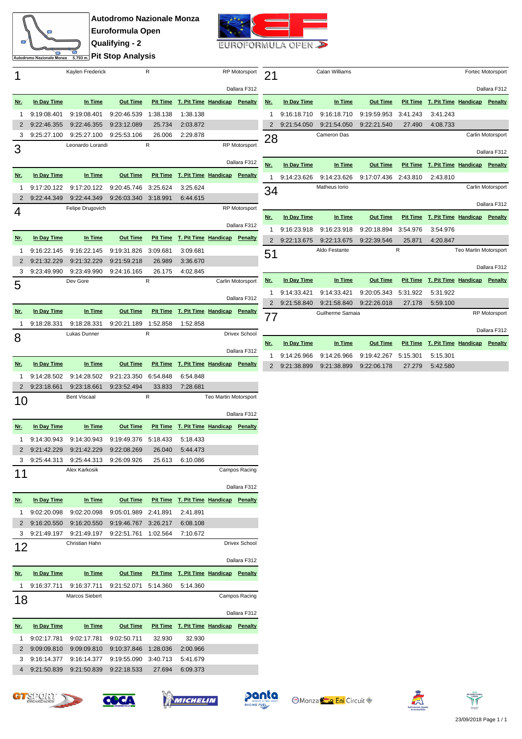# Autodromo Nazionale Monza

## Euroformula Open

## Qualifying - 2

## Pit Stop Analysis

### 1 — Kaylen Frederick — R — RP Motorsport — Dallara F312

| Nr. | In Day Time | In Time | Out Time | Pit Time | T. Pit Time | Handicap | Penalty |
|---|---|---|---|---|---|---|---|
| 1 | 9:19:08.401 | 9:19:08.401 | 9:20:46.539 | 1:38.138 | 1:38.138 | | |
| 2 | 9:22:46.355 | 9:22:46.355 | 9:23:12.089 | 25.734 | 2:03.872 | | |
| 3 | 9:25:27.100 | 9:25:27.100 | 9:25:53.106 | 26.006 | 2:29.878 | | |

### 3 — Leonardo Lorandi — R — RP Motorsport — Dallara F312

| Nr. | In Day Time | In Time | Out Time | Pit Time | T. Pit Time | Handicap | Penalty |
|---|---|---|---|---|---|---|---|
| 1 | 9:17:20.122 | 9:17:20.122 | 9:20:45.746 | 3:25.624 | 3:25.624 | | |
| 2 | 9:22:44.349 | 9:22:44.349 | 9:26:03.340 | 3:18.991 | 6:44.615 | | |

### 4 — Felipe Drugovich — RP Motorsport — Dallara F312

| Nr. | In Day Time | In Time | Out Time | Pit Time | T. Pit Time | Handicap | Penalty |
|---|---|---|---|---|---|---|---|
| 1 | 9:16:22.145 | 9:16:22.145 | 9:19:31.826 | 3:09.681 | 3:09.681 | | |
| 2 | 9:21:32.229 | 9:21:32.229 | 9:21:59.218 | 26.989 | 3:36.670 | | |
| 3 | 9:23:49.990 | 9:23:49.990 | 9:24:16.165 | 26.175 | 4:02.845 | | |

### 5 — Dev Gore — R — Carlin Motorsport — Dallara F312

| Nr. | In Day Time | In Time | Out Time | Pit Time | T. Pit Time | Handicap | Penalty |
|---|---|---|---|---|---|---|---|
| 1 | 9:18:28.331 | 9:18:28.331 | 9:20:21.189 | 1:52.858 | 1:52.858 | | |

### 8 — Lukas Dunner — R — Drivex School — Dallara F312

| Nr. | In Day Time | In Time | Out Time | Pit Time | T. Pit Time | Handicap | Penalty |
|---|---|---|---|---|---|---|---|
| 1 | 9:14:28.502 | 9:14:28.502 | 9:21:23.350 | 6:54.848 | 6:54.848 | | |
| 2 | 9:23:18.661 | 9:23:18.661 | 9:23:52.494 | 33.833 | 7:28.681 | | |

### 10 — Bent Viscaal — R — Teo Martin Motorsport — Dallara F312

| Nr. | In Day Time | In Time | Out Time | Pit Time | T. Pit Time | Handicap | Penalty |
|---|---|---|---|---|---|---|---|
| 1 | 9:14:30.943 | 9:14:30.943 | 9:19:49.376 | 5:18.433 | 5:18.433 | | |
| 2 | 9:21:42.229 | 9:21:42.229 | 9:22:08.269 | 26.040 | 5:44.473 | | |
| 3 | 9:25:44.313 | 9:25:44.313 | 9:26:09.926 | 25.613 | 6:10.086 | | |

### 11 — Alex Karkosik — Campos Racing — Dallara F312

| Nr. | In Day Time | In Time | Out Time | Pit Time | T. Pit Time | Handicap | Penalty |
|---|---|---|---|---|---|---|---|
| 1 | 9:02:20.098 | 9:02:20.098 | 9:05:01.989 | 2:41.891 | 2:41.891 | | |
| 2 | 9:16:20.550 | 9:16:20.550 | 9:19:46.767 | 3:26.217 | 6:08.108 | | |
| 3 | 9:21:49.197 | 9:21:49.197 | 9:22:51.761 | 1:02.564 | 7:10.672 | | |

### 12 — Christian Hahn — Drivex School — Dallara F312

| Nr. | In Day Time | In Time | Out Time | Pit Time | T. Pit Time | Handicap | Penalty |
|---|---|---|---|---|---|---|---|
| 1 | 9:16:37.711 | 9:16:37.711 | 9:21:52.071 | 5:14.360 | 5:14.360 | | |

### 18 — Marcos Siebert — Campos Racing — Dallara F312

| Nr. | In Day Time | In Time | Out Time | Pit Time | T. Pit Time | Handicap | Penalty |
|---|---|---|---|---|---|---|---|
| 1 | 9:02:17.781 | 9:02:17.781 | 9:02:50.711 | 32.930 | 32.930 | | |
| 2 | 9:09:09.810 | 9:09:09.810 | 9:10:37.846 | 1:28.036 | 2:00.966 | | |
| 3 | 9:16:14.377 | 9:16:14.377 | 9:19:55.090 | 3:40.713 | 5:41.679 | | |
| 4 | 9:21:50.839 | 9:21:50.839 | 9:22:18.533 | 27.694 | 6:09.373 | | |

### 21 — Calan Williams — Fortec Motorsport — Dallara F312

| Nr. | In Day Time | In Time | Out Time | Pit Time | T. Pit Time | Handicap | Penalty |
|---|---|---|---|---|---|---|---|
| 1 | 9:16:18.710 | 9:16:18.710 | 9:19:59.953 | 3:41.243 | 3:41.243 | | |
| 2 | 9:21:54.050 | 9:21:54.050 | 9:22:21.540 | 27.490 | 4:08.733 | | |

### 28 — Cameron Das — Carlin Motorsport — Dallara F312

| Nr. | In Day Time | In Time | Out Time | Pit Time | T. Pit Time | Handicap | Penalty |
|---|---|---|---|---|---|---|---|
| 1 | 9:14:23.626 | 9:14:23.626 | 9:17:07.436 | 2:43.810 | 2:43.810 | | |

### 34 — Matheus Iorio — Carlin Motorsport — Dallara F312

| Nr. | In Day Time | In Time | Out Time | Pit Time | T. Pit Time | Handicap | Penalty |
|---|---|---|---|---|---|---|---|
| 1 | 9:16:23.918 | 9:16:23.918 | 9:20:18.894 | 3:54.976 | 3:54.976 | | |
| 2 | 9:22:13.675 | 9:22:13.675 | 9:22:39.546 | 25.871 | 4:20.847 | | |

### 51 — Aldo Festante — R — Teo Martin Motorsport — Dallara F312

| Nr. | In Day Time | In Time | Out Time | Pit Time | T. Pit Time | Handicap | Penalty |
|---|---|---|---|---|---|---|---|
| 1 | 9:14:33.421 | 9:14:33.421 | 9:20:05.343 | 5:31.922 | 5:31.922 | | |
| 2 | 9:21:58.840 | 9:21:58.840 | 9:22:26.018 | 27.178 | 5:59.100 | | |

### 77 — Guilherme Samaia — RP Motorsport — Dallara F312

| Nr. | In Day Time | In Time | Out Time | Pit Time | T. Pit Time | Handicap | Penalty |
|---|---|---|---|---|---|---|---|
| 1 | 9:14:26.966 | 9:14:26.966 | 9:19:42.267 | 5:15.301 | 5:15.301 | | |
| 2 | 9:21:38.899 | 9:21:38.899 | 9:22:06.178 | 27.279 | 5:42.580 | | |

23/09/2018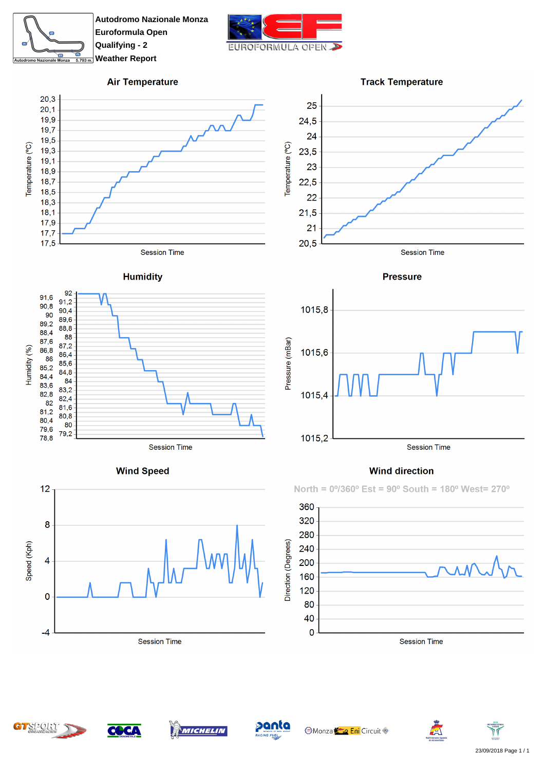Autodromo Nazionale Monza
Euroformula Open
Qualifying - 2
Weather Report

## Air Temperature

Temperature (°C)

20,3
20,1
19,9
19,7
19,5
19,3
19,1
18,9
18,7
18,5
18,3
18,1
17,9
17,7
17,5

Session Time

## Track Temperature

Temperature (°C)

25
24,5
24
23,5
23
22,5
22
21,5
21
20,5

Session Time

## Humidity

Humidity (%)

91,6
90,8
90
89,2
88,4
87,6
86,8
86
85,2
84,4
83,6
82,8
82
81,2
80,4
79,6
78,8

92
91,2
90,4
89,6
88,8
88
87,2
86,4
85,6
84,8
84
83,2
82,4
81,6
80,8
80
79,2

Session Time

## Pressure

Pressure (mBar)

1015,8
1015,6
1015,4
1015,2

Session Time

## Wind Speed

Speed (Kph)

12
8
4
0
-4

Session Time

## Wind direction

North = 0º/360º Est = 90º South = 180º West= 270º

Direction (Degrees)

360
320
280
240
200
160
120
80
40
0

Session Time

23/09/2018